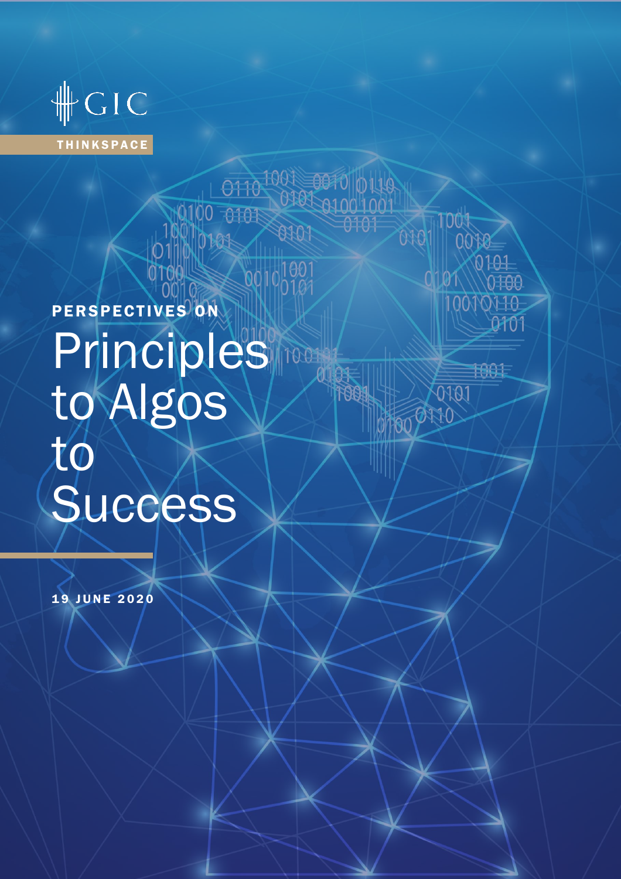GIC

THINKSPACE

PERSPECTIVES ON

# Principles to Algos to Success

19 JUNE 2020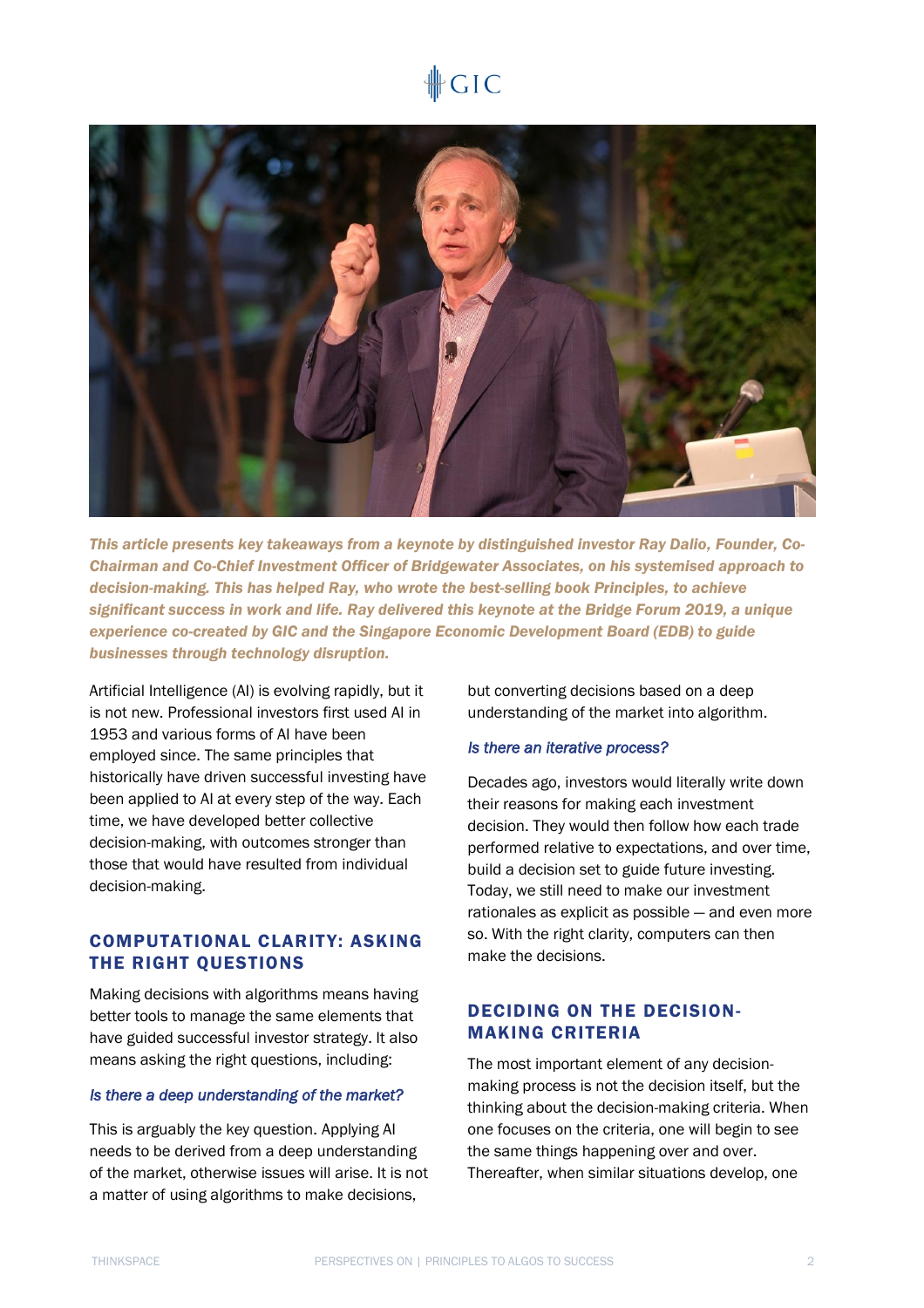*This article presents key takeaways from a keynote by distinguished investor Ray Dalio, Founder, Co-Chairman and Co-Chief Investment Officer of Bridgewater Associates, on his systemised approach to decision-making. This has helped Ray, who wrote the best-selling book Principles, to achieve significant success in work and life. Ray delivered this keynote at the Bridge Forum 2019, a unique experience co-created by GIC and the Singapore Economic Development Board (EDB) to guide businesses through technology disruption.*

Artificial Intelligence (AI) is evolving rapidly, but it is not new. Professional investors first used AI in 1953 and various forms of AI have been employed since. The same principles that historically have driven successful investing have been applied to AI at every step of the way. Each time, we have developed better collective decision-making, with outcomes stronger than those that would have resulted from individual decision-making.

## COMPUTATIONAL CLARITY: ASKING THE RIGHT QUESTIONS

Making decisions with algorithms means having better tools to manage the same elements that have guided successful investor strategy. It also means asking the right questions, including:

*Is there a deep understanding of the market?*

This is arguably the key question. Applying AI needs to be derived from a deep understanding of the market, otherwise issues will arise. It is not a matter of using algorithms to make decisions, but converting decisions based on a deep understanding of the market into algorithm.

*Is there an iterative process?*

Decades ago, investors would literally write down their reasons for making each investment decision. They would then follow how each trade performed relative to expectations, and over time, build a decision set to guide future investing. Today, we still need to make our investment rationales as explicit as possible — and even more so. With the right clarity, computers can then make the decisions.

## DECIDING ON THE DECISION-MAKING CRITERIA

The most important element of any decision-making process is not the decision itself, but the thinking about the decision-making criteria. When one focuses on the criteria, one will begin to see the same things happening over and over. Thereafter, when similar situations develop, one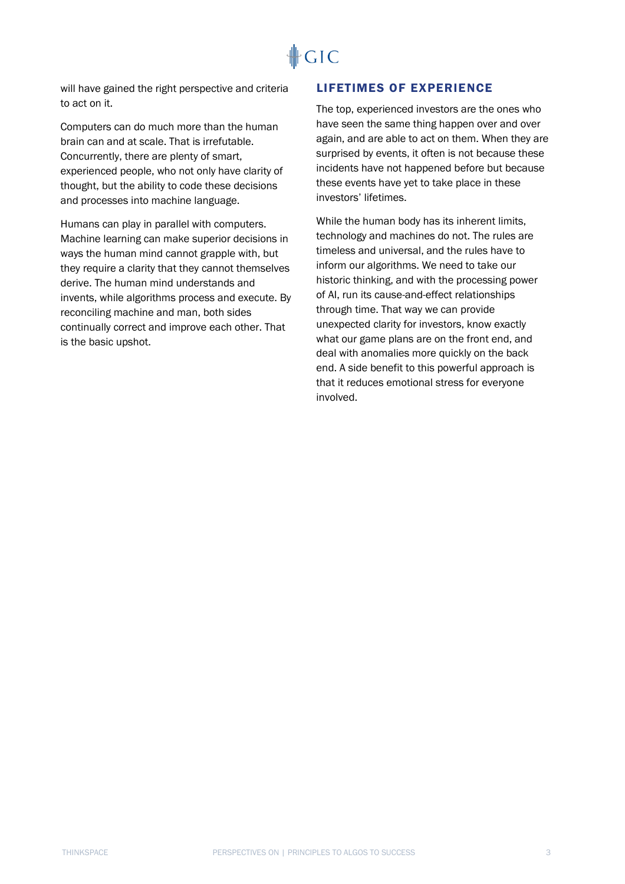will have gained the right perspective and criteria to act on it.

Computers can do much more than the human brain can and at scale. That is irrefutable. Concurrently, there are plenty of smart, experienced people, who not only have clarity of thought, but the ability to code these decisions and processes into machine language.

Humans can play in parallel with computers. Machine learning can make superior decisions in ways the human mind cannot grapple with, but they require a clarity that they cannot themselves derive. The human mind understands and invents, while algorithms process and execute. By reconciling machine and man, both sides continually correct and improve each other. That is the basic upshot.

## LIFETIMES OF EXPERIENCE

The top, experienced investors are the ones who have seen the same thing happen over and over again, and are able to act on them. When they are surprised by events, it often is not because these incidents have not happened before but because these events have yet to take place in these investors' lifetimes.

While the human body has its inherent limits, technology and machines do not. The rules are timeless and universal, and the rules have to inform our algorithms. We need to take our historic thinking, and with the processing power of AI, run its cause-and-effect relationships through time. That way we can provide unexpected clarity for investors, know exactly what our game plans are on the front end, and deal with anomalies more quickly on the back end. A side benefit to this powerful approach is that it reduces emotional stress for everyone involved.